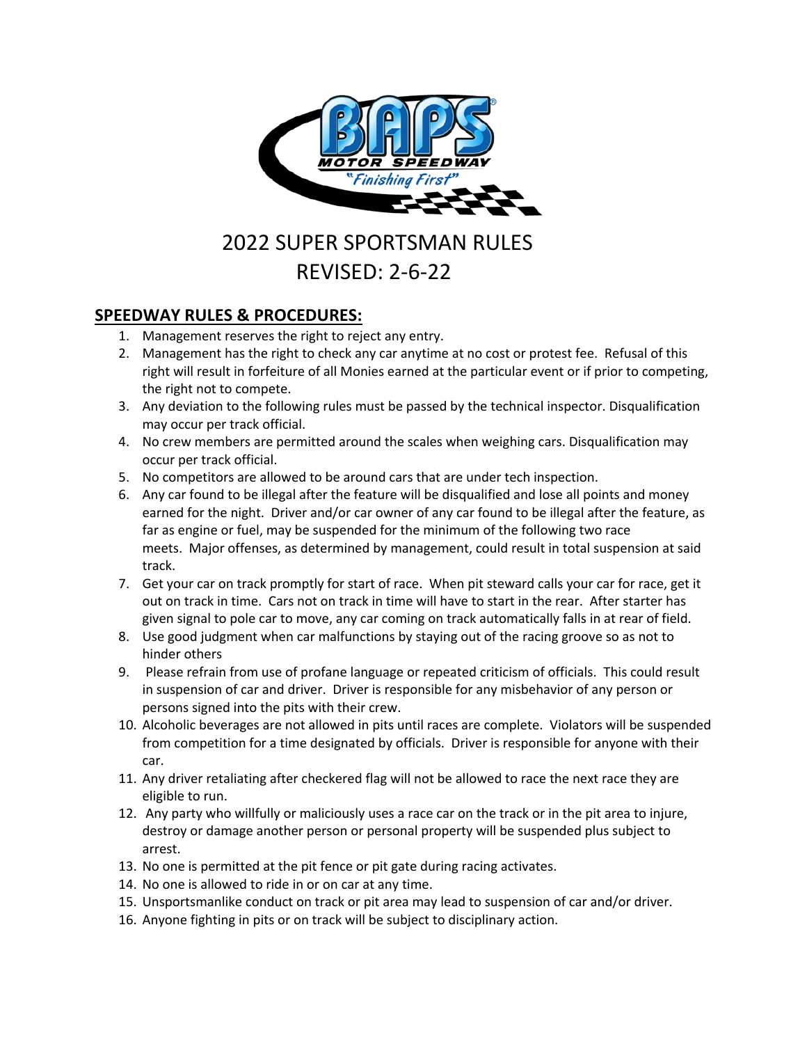# 2022 SUPER SPORTSMAN RULES
# REVISED: 2-6-22

## SPEEDWAY RULES & PROCEDURES:

1. Management reserves the right to reject any entry.
2. Management has the right to check any car anytime at no cost or protest fee. Refusal of this right will result in forfeiture of all Monies earned at the particular event or if prior to competing, the right not to compete.
3. Any deviation to the following rules must be passed by the technical inspector. Disqualification may occur per track official.
4. No crew members are permitted around the scales when weighing cars. Disqualification may occur per track official.
5. No competitors are allowed to be around cars that are under tech inspection.
6. Any car found to be illegal after the feature will be disqualified and lose all points and money earned for the night. Driver and/or car owner of any car found to be illegal after the feature, as far as engine or fuel, may be suspended for the minimum of the following two race meets. Major offenses, as determined by management, could result in total suspension at said track.
7. Get your car on track promptly for start of race. When pit steward calls your car for race, get it out on track in time. Cars not on track in time will have to start in the rear. After starter has given signal to pole car to move, any car coming on track automatically falls in at rear of field.
8. Use good judgment when car malfunctions by staying out of the racing groove so as not to hinder others
9. Please refrain from use of profane language or repeated criticism of officials. This could result in suspension of car and driver. Driver is responsible for any misbehavior of any person or persons signed into the pits with their crew.
10. Alcoholic beverages are not allowed in pits until races are complete. Violators will be suspended from competition for a time designated by officials. Driver is responsible for anyone with their car.
11. Any driver retaliating after checkered flag will not be allowed to race the next race they are eligible to run.
12. Any party who willfully or maliciously uses a race car on the track or in the pit area to injure, destroy or damage another person or personal property will be suspended plus subject to arrest.
13. No one is permitted at the pit fence or pit gate during racing activates.
14. No one is allowed to ride in or on car at any time.
15. Unsportsmanlike conduct on track or pit area may lead to suspension of car and/or driver.
16. Anyone fighting in pits or on track will be subject to disciplinary action.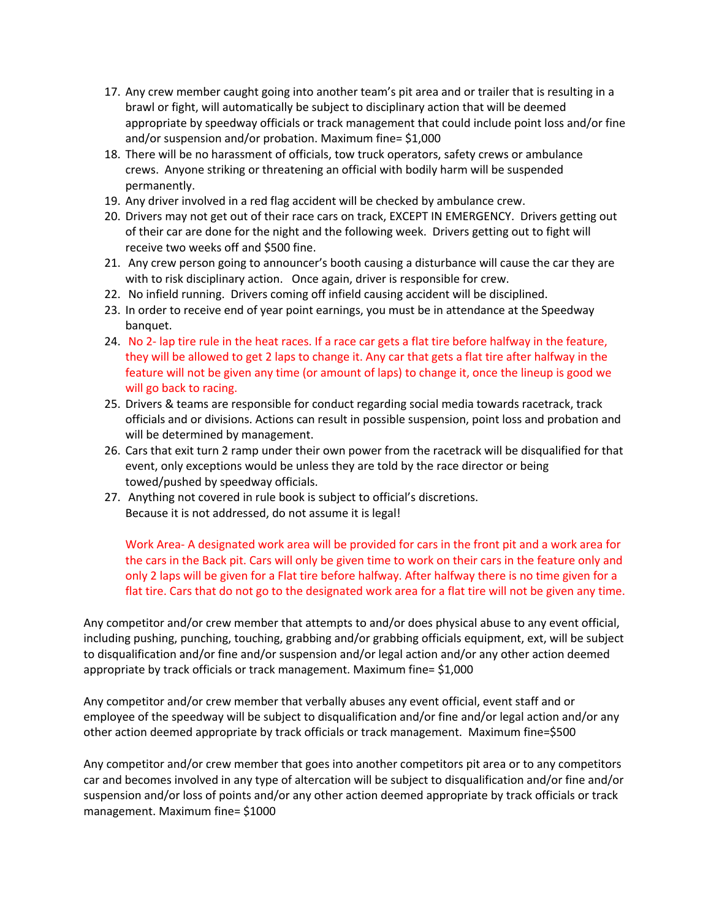17. Any crew member caught going into another team's pit area and or trailer that is resulting in a brawl or fight, will automatically be subject to disciplinary action that will be deemed appropriate by speedway officials or track management that could include point loss and/or fine and/or suspension and/or probation. Maximum fine= $1,000
18. There will be no harassment of officials, tow truck operators, safety crews or ambulance crews. Anyone striking or threatening an official with bodily harm will be suspended permanently.
19. Any driver involved in a red flag accident will be checked by ambulance crew.
20. Drivers may not get out of their race cars on track, EXCEPT IN EMERGENCY. Drivers getting out of their car are done for the night and the following week. Drivers getting out to fight will receive two weeks off and $500 fine.
21. Any crew person going to announcer's booth causing a disturbance will cause the car they are with to risk disciplinary action. Once again, driver is responsible for crew.
22. No infield running. Drivers coming off infield causing accident will be disciplined.
23. In order to receive end of year point earnings, you must be in attendance at the Speedway banquet.
24. No 2- lap tire rule in the heat races. If a race car gets a flat tire before halfway in the feature, they will be allowed to get 2 laps to change it. Any car that gets a flat tire after halfway in the feature will not be given any time (or amount of laps) to change it, once the lineup is good we will go back to racing.
25. Drivers & teams are responsible for conduct regarding social media towards racetrack, track officials and or divisions. Actions can result in possible suspension, point loss and probation and will be determined by management.
26. Cars that exit turn 2 ramp under their own power from the racetrack will be disqualified for that event, only exceptions would be unless they are told by the race director or being towed/pushed by speedway officials.
27. Anything not covered in rule book is subject to official's discretions.
    Because it is not addressed, do not assume it is legal!

    Work Area- A designated work area will be provided for cars in the front pit and a work area for the cars in the Back pit. Cars will only be given time to work on their cars in the feature only and only 2 laps will be given for a Flat tire before halfway. After halfway there is no time given for a flat tire. Cars that do not go to the designated work area for a flat tire will not be given any time.

Any competitor and/or crew member that attempts to and/or does physical abuse to any event official, including pushing, punching, touching, grabbing and/or grabbing officials equipment, ext, will be subject to disqualification and/or fine and/or suspension and/or legal action and/or any other action deemed appropriate by track officials or track management. Maximum fine= $1,000

Any competitor and/or crew member that verbally abuses any event official, event staff and or employee of the speedway will be subject to disqualification and/or fine and/or legal action and/or any other action deemed appropriate by track officials or track management. Maximum fine=$500

Any competitor and/or crew member that goes into another competitors pit area or to any competitors car and becomes involved in any type of altercation will be subject to disqualification and/or fine and/or suspension and/or loss of points and/or any other action deemed appropriate by track officials or track management. Maximum fine= $1000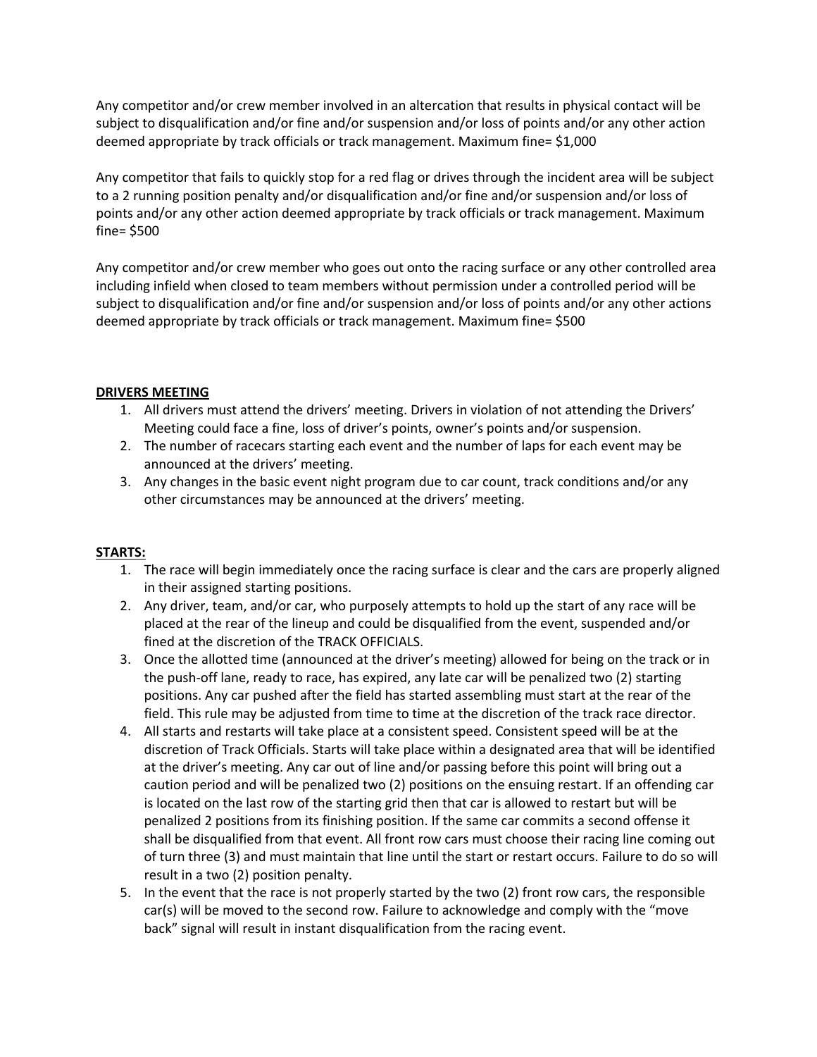Any competitor and/or crew member involved in an altercation that results in physical contact will be subject to disqualification and/or fine and/or suspension and/or loss of points and/or any other action deemed appropriate by track officials or track management. Maximum fine= $1,000

Any competitor that fails to quickly stop for a red flag or drives through the incident area will be subject to a 2 running position penalty and/or disqualification and/or fine and/or suspension and/or loss of points and/or any other action deemed appropriate by track officials or track management. Maximum fine= $500

Any competitor and/or crew member who goes out onto the racing surface or any other controlled area including infield when closed to team members without permission under a controlled period will be subject to disqualification and/or fine and/or suspension and/or loss of points and/or any other actions deemed appropriate by track officials or track management. Maximum fine= $500

## DRIVERS MEETING

1. All drivers must attend the drivers' meeting. Drivers in violation of not attending the Drivers' Meeting could face a fine, loss of driver's points, owner's points and/or suspension.
2. The number of racecars starting each event and the number of laps for each event may be announced at the drivers' meeting.
3. Any changes in the basic event night program due to car count, track conditions and/or any other circumstances may be announced at the drivers' meeting.

## STARTS:

1. The race will begin immediately once the racing surface is clear and the cars are properly aligned in their assigned starting positions.
2. Any driver, team, and/or car, who purposely attempts to hold up the start of any race will be placed at the rear of the lineup and could be disqualified from the event, suspended and/or fined at the discretion of the TRACK OFFICIALS.
3. Once the allotted time (announced at the driver's meeting) allowed for being on the track or in the push-off lane, ready to race, has expired, any late car will be penalized two (2) starting positions. Any car pushed after the field has started assembling must start at the rear of the field. This rule may be adjusted from time to time at the discretion of the track race director.
4. All starts and restarts will take place at a consistent speed. Consistent speed will be at the discretion of Track Officials. Starts will take place within a designated area that will be identified at the driver's meeting. Any car out of line and/or passing before this point will bring out a caution period and will be penalized two (2) positions on the ensuing restart. If an offending car is located on the last row of the starting grid then that car is allowed to restart but will be penalized 2 positions from its finishing position. If the same car commits a second offense it shall be disqualified from that event. All front row cars must choose their racing line coming out of turn three (3) and must maintain that line until the start or restart occurs. Failure to do so will result in a two (2) position penalty.
5. In the event that the race is not properly started by the two (2) front row cars, the responsible car(s) will be moved to the second row. Failure to acknowledge and comply with the "move back" signal will result in instant disqualification from the racing event.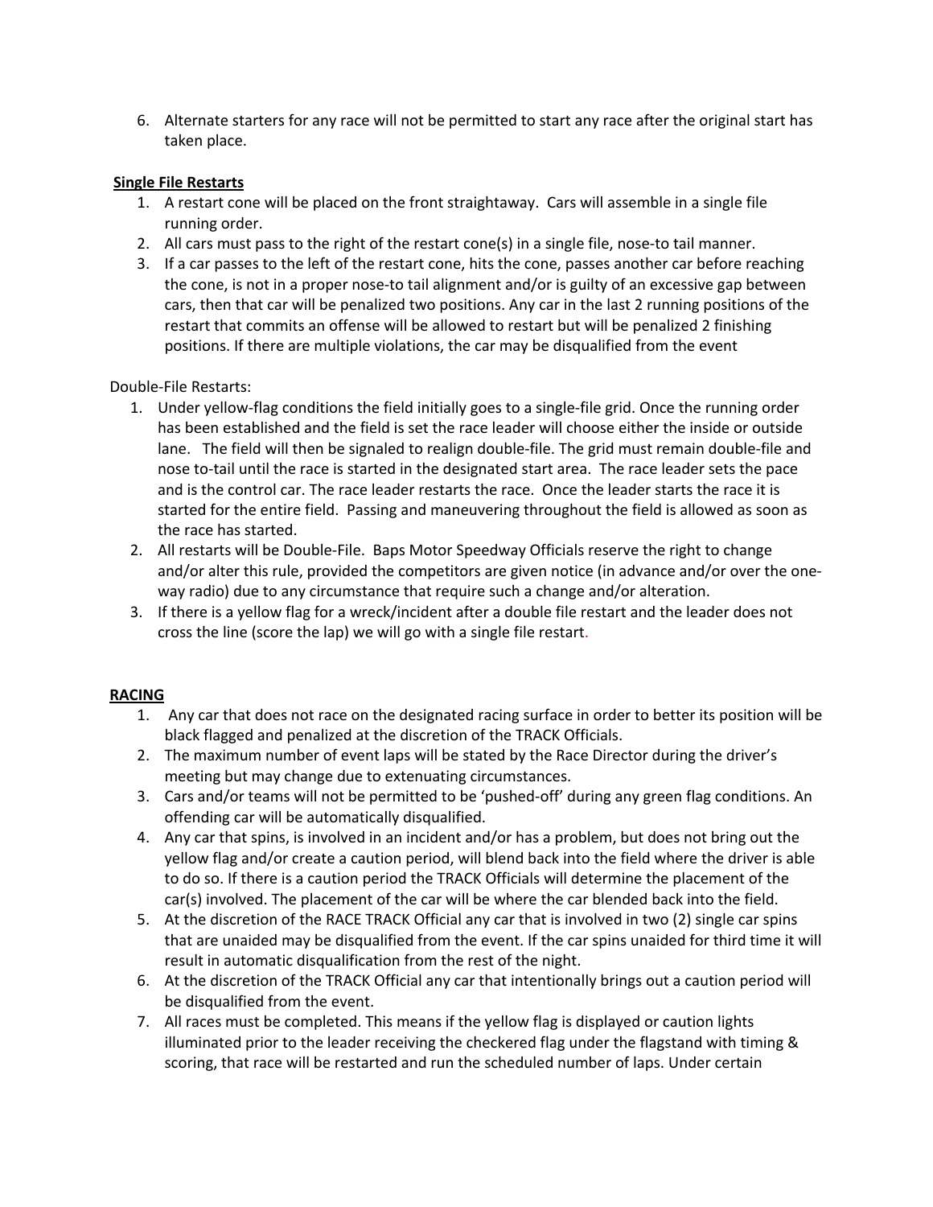6. Alternate starters for any race will not be permitted to start any race after the original start has taken place.

**Single File Restarts**

1. A restart cone will be placed on the front straightaway. Cars will assemble in a single file running order.
2. All cars must pass to the right of the restart cone(s) in a single file, nose-to tail manner.
3. If a car passes to the left of the restart cone, hits the cone, passes another car before reaching the cone, is not in a proper nose-to tail alignment and/or is guilty of an excessive gap between cars, then that car will be penalized two positions. Any car in the last 2 running positions of the restart that commits an offense will be allowed to restart but will be penalized 2 finishing positions. If there are multiple violations, the car may be disqualified from the event

Double-File Restarts:

1. Under yellow-flag conditions the field initially goes to a single-file grid. Once the running order has been established and the field is set the race leader will choose either the inside or outside lane. The field will then be signaled to realign double-file. The grid must remain double-file and nose to-tail until the race is started in the designated start area. The race leader sets the pace and is the control car. The race leader restarts the race. Once the leader starts the race it is started for the entire field. Passing and maneuvering throughout the field is allowed as soon as the race has started.
2. All restarts will be Double-File. Baps Motor Speedway Officials reserve the right to change and/or alter this rule, provided the competitors are given notice (in advance and/or over the one-way radio) due to any circumstance that require such a change and/or alteration.
3. If there is a yellow flag for a wreck/incident after a double file restart and the leader does not cross the line (score the lap) we will go with a single file restart.

**RACING**

1. Any car that does not race on the designated racing surface in order to better its position will be black flagged and penalized at the discretion of the TRACK Officials.
2. The maximum number of event laps will be stated by the Race Director during the driver's meeting but may change due to extenuating circumstances.
3. Cars and/or teams will not be permitted to be 'pushed-off' during any green flag conditions. An offending car will be automatically disqualified.
4. Any car that spins, is involved in an incident and/or has a problem, but does not bring out the yellow flag and/or create a caution period, will blend back into the field where the driver is able to do so. If there is a caution period the TRACK Officials will determine the placement of the car(s) involved. The placement of the car will be where the car blended back into the field.
5. At the discretion of the RACE TRACK Official any car that is involved in two (2) single car spins that are unaided may be disqualified from the event. If the car spins unaided for third time it will result in automatic disqualification from the rest of the night.
6. At the discretion of the TRACK Official any car that intentionally brings out a caution period will be disqualified from the event.
7. All races must be completed. This means if the yellow flag is displayed or caution lights illuminated prior to the leader receiving the checkered flag under the flagstand with timing & scoring, that race will be restarted and run the scheduled number of laps. Under certain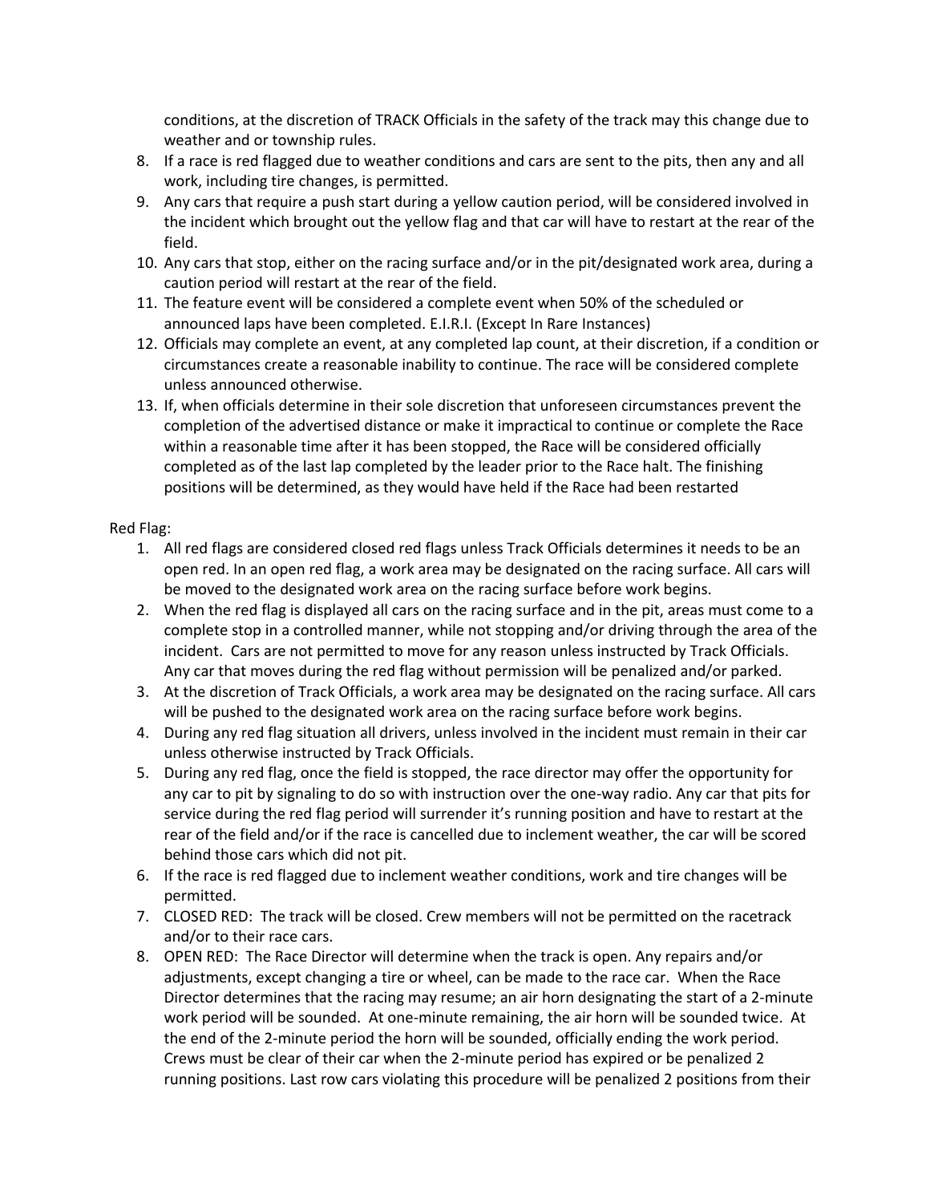conditions, at the discretion of TRACK Officials in the safety of the track may this change due to weather and or township rules.

8. If a race is red flagged due to weather conditions and cars are sent to the pits, then any and all work, including tire changes, is permitted.
9. Any cars that require a push start during a yellow caution period, will be considered involved in the incident which brought out the yellow flag and that car will have to restart at the rear of the field.
10. Any cars that stop, either on the racing surface and/or in the pit/designated work area, during a caution period will restart at the rear of the field.
11. The feature event will be considered a complete event when 50% of the scheduled or announced laps have been completed. E.I.R.I. (Except In Rare Instances)
12. Officials may complete an event, at any completed lap count, at their discretion, if a condition or circumstances create a reasonable inability to continue. The race will be considered complete unless announced otherwise.
13. If, when officials determine in their sole discretion that unforeseen circumstances prevent the completion of the advertised distance or make it impractical to continue or complete the Race within a reasonable time after it has been stopped, the Race will be considered officially completed as of the last lap completed by the leader prior to the Race halt. The finishing positions will be determined, as they would have held if the Race had been restarted

Red Flag:

1. All red flags are considered closed red flags unless Track Officials determines it needs to be an open red. In an open red flag, a work area may be designated on the racing surface. All cars will be moved to the designated work area on the racing surface before work begins.
2. When the red flag is displayed all cars on the racing surface and in the pit, areas must come to a complete stop in a controlled manner, while not stopping and/or driving through the area of the incident. Cars are not permitted to move for any reason unless instructed by Track Officials. Any car that moves during the red flag without permission will be penalized and/or parked.
3. At the discretion of Track Officials, a work area may be designated on the racing surface. All cars will be pushed to the designated work area on the racing surface before work begins.
4. During any red flag situation all drivers, unless involved in the incident must remain in their car unless otherwise instructed by Track Officials.
5. During any red flag, once the field is stopped, the race director may offer the opportunity for any car to pit by signaling to do so with instruction over the one-way radio. Any car that pits for service during the red flag period will surrender it's running position and have to restart at the rear of the field and/or if the race is cancelled due to inclement weather, the car will be scored behind those cars which did not pit.
6. If the race is red flagged due to inclement weather conditions, work and tire changes will be permitted.
7. CLOSED RED: The track will be closed. Crew members will not be permitted on the racetrack and/or to their race cars.
8. OPEN RED: The Race Director will determine when the track is open. Any repairs and/or adjustments, except changing a tire or wheel, can be made to the race car. When the Race Director determines that the racing may resume; an air horn designating the start of a 2-minute work period will be sounded. At one-minute remaining, the air horn will be sounded twice. At the end of the 2-minute period the horn will be sounded, officially ending the work period. Crews must be clear of their car when the 2-minute period has expired or be penalized 2 running positions. Last row cars violating this procedure will be penalized 2 positions from their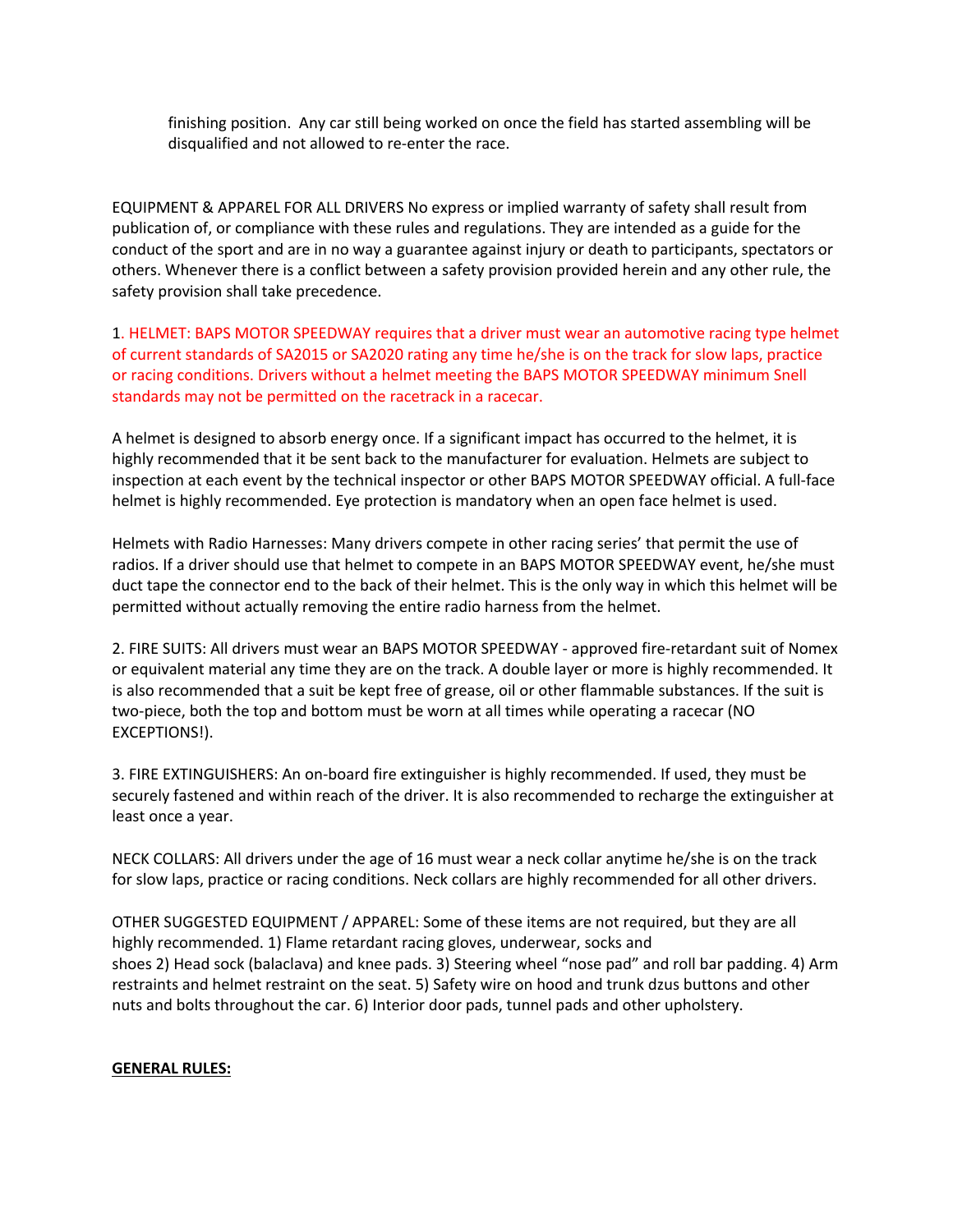finishing position. Any car still being worked on once the field has started assembling will be disqualified and not allowed to re-enter the race.

EQUIPMENT & APPAREL FOR ALL DRIVERS No express or implied warranty of safety shall result from publication of, or compliance with these rules and regulations. They are intended as a guide for the conduct of the sport and are in no way a guarantee against injury or death to participants, spectators or others. Whenever there is a conflict between a safety provision provided herein and any other rule, the safety provision shall take precedence.

1. HELMET: BAPS MOTOR SPEEDWAY requires that a driver must wear an automotive racing type helmet of current standards of SA2015 or SA2020 rating any time he/she is on the track for slow laps, practice or racing conditions. Drivers without a helmet meeting the BAPS MOTOR SPEEDWAY minimum Snell standards may not be permitted on the racetrack in a racecar.

A helmet is designed to absorb energy once. If a significant impact has occurred to the helmet, it is highly recommended that it be sent back to the manufacturer for evaluation. Helmets are subject to inspection at each event by the technical inspector or other BAPS MOTOR SPEEDWAY official. A full-face helmet is highly recommended. Eye protection is mandatory when an open face helmet is used.

Helmets with Radio Harnesses: Many drivers compete in other racing series' that permit the use of radios. If a driver should use that helmet to compete in an BAPS MOTOR SPEEDWAY event, he/she must duct tape the connector end to the back of their helmet. This is the only way in which this helmet will be permitted without actually removing the entire radio harness from the helmet.

2. FIRE SUITS: All drivers must wear an BAPS MOTOR SPEEDWAY - approved fire-retardant suit of Nomex or equivalent material any time they are on the track. A double layer or more is highly recommended. It is also recommended that a suit be kept free of grease, oil or other flammable substances. If the suit is two-piece, both the top and bottom must be worn at all times while operating a racecar (NO EXCEPTIONS!).

3. FIRE EXTINGUISHERS: An on-board fire extinguisher is highly recommended. If used, they must be securely fastened and within reach of the driver. It is also recommended to recharge the extinguisher at least once a year.

NECK COLLARS: All drivers under the age of 16 must wear a neck collar anytime he/she is on the track for slow laps, practice or racing conditions. Neck collars are highly recommended for all other drivers.

OTHER SUGGESTED EQUIPMENT / APPAREL: Some of these items are not required, but they are all highly recommended. 1) Flame retardant racing gloves, underwear, socks and shoes 2) Head sock (balaclava) and knee pads. 3) Steering wheel "nose pad" and roll bar padding. 4) Arm restraints and helmet restraint on the seat. 5) Safety wire on hood and trunk dzus buttons and other nuts and bolts throughout the car. 6) Interior door pads, tunnel pads and other upholstery.

**GENERAL RULES:**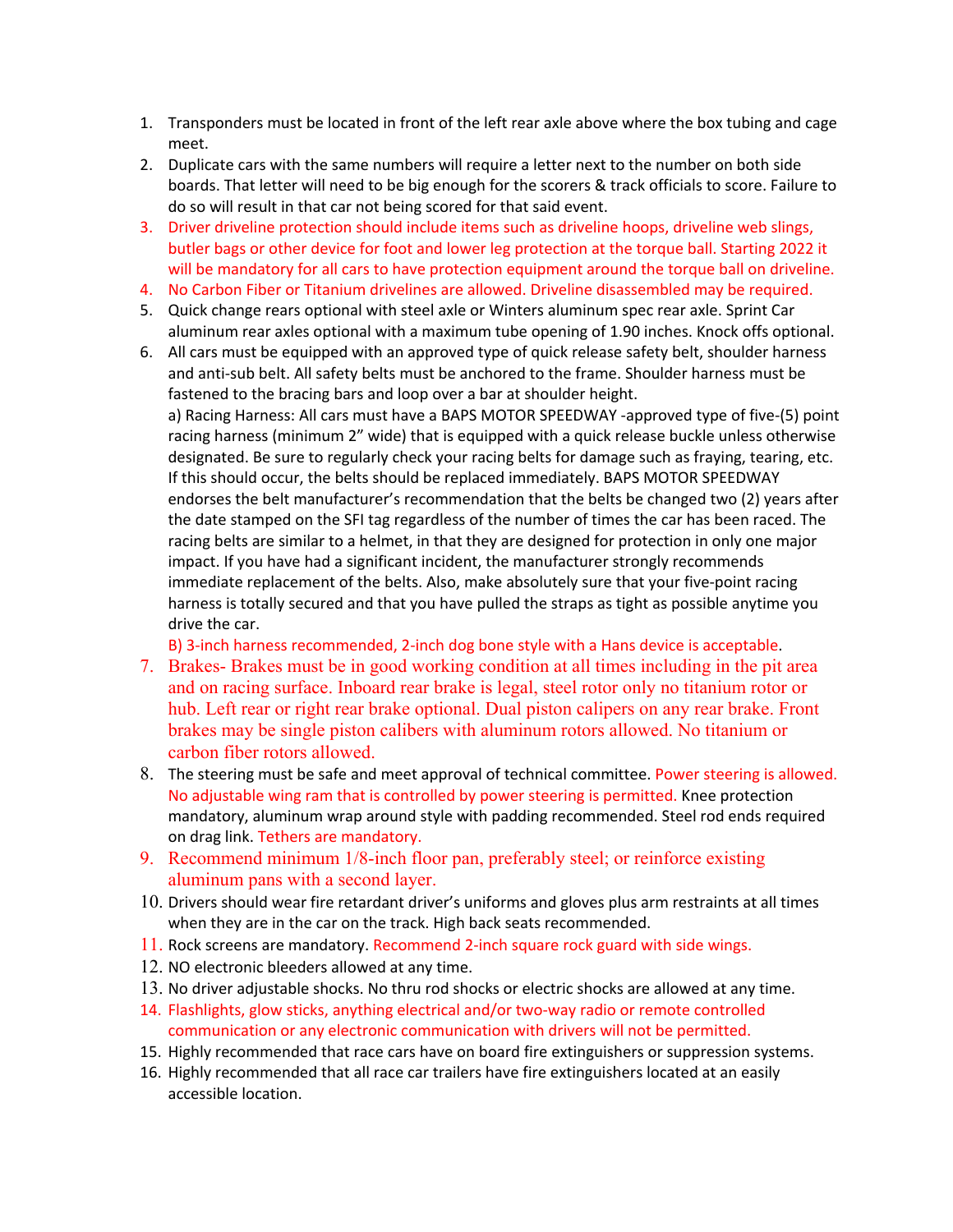1. Transponders must be located in front of the left rear axle above where the box tubing and cage meet.
2. Duplicate cars with the same numbers will require a letter next to the number on both side boards. That letter will need to be big enough for the scorers & track officials to score. Failure to do so will result in that car not being scored for that said event.
3. Driver driveline protection should include items such as driveline hoops, driveline web slings, butler bags or other device for foot and lower leg protection at the torque ball. Starting 2022 it will be mandatory for all cars to have protection equipment around the torque ball on driveline.
4. No Carbon Fiber or Titanium drivelines are allowed. Driveline disassembled may be required.
5. Quick change rears optional with steel axle or Winters aluminum spec rear axle. Sprint Car aluminum rear axles optional with a maximum tube opening of 1.90 inches. Knock offs optional.
6. All cars must be equipped with an approved type of quick release safety belt, shoulder harness and anti-sub belt. All safety belts must be anchored to the frame. Shoulder harness must be fastened to the bracing bars and loop over a bar at shoulder height.

   a) Racing Harness: All cars must have a BAPS MOTOR SPEEDWAY -approved type of five-(5) point racing harness (minimum 2" wide) that is equipped with a quick release buckle unless otherwise designated. Be sure to regularly check your racing belts for damage such as fraying, tearing, etc. If this should occur, the belts should be replaced immediately. BAPS MOTOR SPEEDWAY endorses the belt manufacturer's recommendation that the belts be changed two (2) years after the date stamped on the SFI tag regardless of the number of times the car has been raced. The racing belts are similar to a helmet, in that they are designed for protection in only one major impact. If you have had a significant incident, the manufacturer strongly recommends immediate replacement of the belts. Also, make absolutely sure that your five-point racing harness is totally secured and that you have pulled the straps as tight as possible anytime you drive the car.

   B) 3-inch harness recommended, 2-inch dog bone style with a Hans device is acceptable.
7. Brakes- Brakes must be in good working condition at all times including in the pit area and on racing surface. Inboard rear brake is legal, steel rotor only no titanium rotor or hub. Left rear or right rear brake optional. Dual piston calipers on any rear brake. Front brakes may be single piston calibers with aluminum rotors allowed. No titanium or carbon fiber rotors allowed.
8. The steering must be safe and meet approval of technical committee. Power steering is allowed. No adjustable wing ram that is controlled by power steering is permitted. Knee protection mandatory, aluminum wrap around style with padding recommended. Steel rod ends required on drag link. Tethers are mandatory.
9. Recommend minimum 1/8-inch floor pan, preferably steel; or reinforce existing aluminum pans with a second layer.
10. Drivers should wear fire retardant driver's uniforms and gloves plus arm restraints at all times when they are in the car on the track. High back seats recommended.
11. Rock screens are mandatory. Recommend 2-inch square rock guard with side wings.
12. NO electronic bleeders allowed at any time.
13. No driver adjustable shocks. No thru rod shocks or electric shocks are allowed at any time.
14. Flashlights, glow sticks, anything electrical and/or two-way radio or remote controlled communication or any electronic communication with drivers will not be permitted.
15. Highly recommended that race cars have on board fire extinguishers or suppression systems.
16. Highly recommended that all race car trailers have fire extinguishers located at an easily accessible location.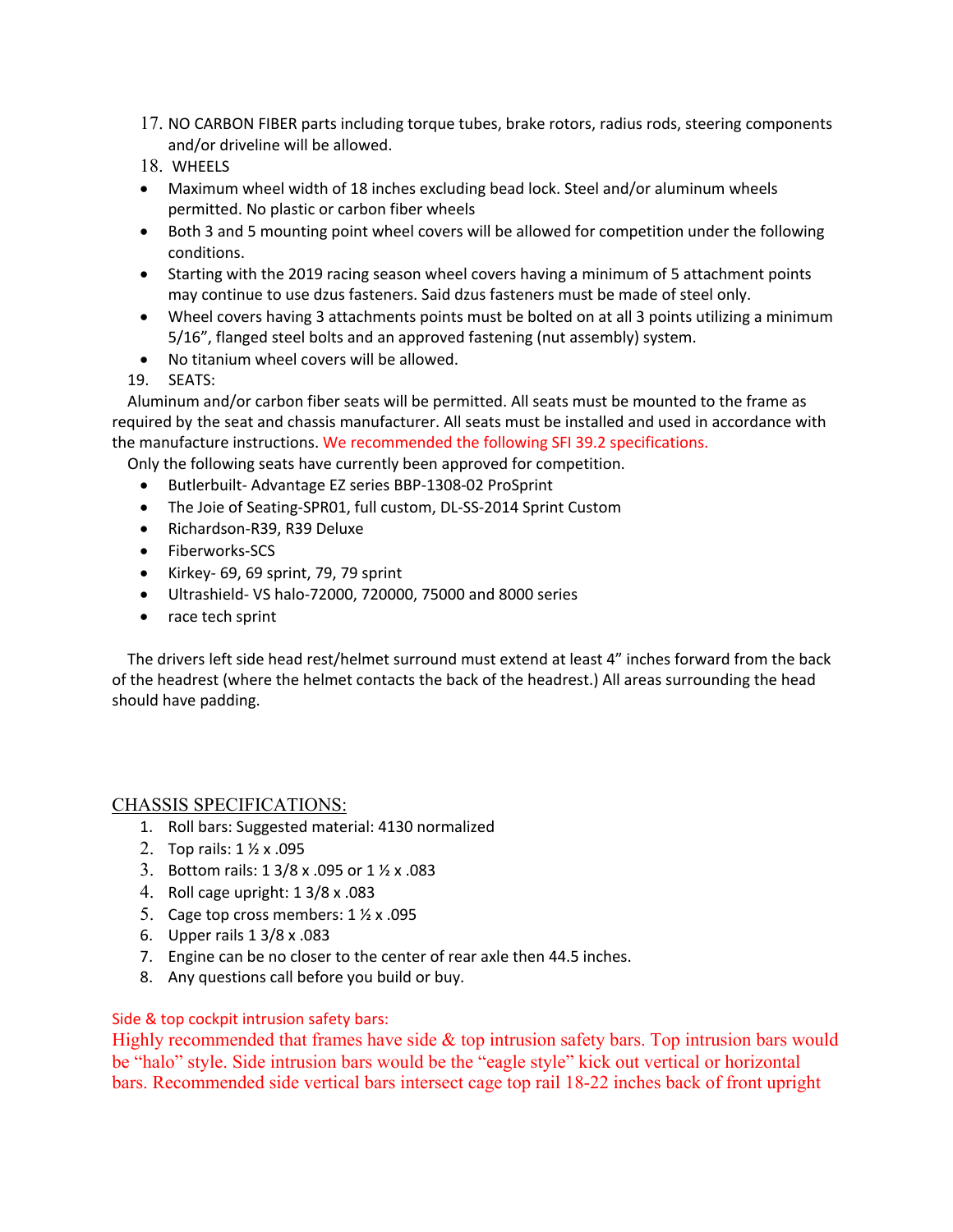17. NO CARBON FIBER parts including torque tubes, brake rotors, radius rods, steering components and/or driveline will be allowed.
18. WHEELS

- Maximum wheel width of 18 inches excluding bead lock. Steel and/or aluminum wheels permitted. No plastic or carbon fiber wheels
- Both 3 and 5 mounting point wheel covers will be allowed for competition under the following conditions.
- Starting with the 2019 racing season wheel covers having a minimum of 5 attachment points may continue to use dzus fasteners. Said dzus fasteners must be made of steel only.
- Wheel covers having 3 attachments points must be bolted on at all 3 points utilizing a minimum 5/16", flanged steel bolts and an approved fastening (nut assembly) system.
- No titanium wheel covers will be allowed.

19. SEATS:

Aluminum and/or carbon fiber seats will be permitted. All seats must be mounted to the frame as required by the seat and chassis manufacturer. All seats must be installed and used in accordance with the manufacture instructions. We recommended the following SFI 39.2 specifications.

Only the following seats have currently been approved for competition.

- Butlerbuilt- Advantage EZ series BBP-1308-02 ProSprint
- The Joie of Seating-SPR01, full custom, DL-SS-2014 Sprint Custom
- Richardson-R39, R39 Deluxe
- Fiberworks-SCS
- Kirkey- 69, 69 sprint, 79, 79 sprint
- Ultrashield- VS halo-72000, 720000, 75000 and 8000 series
- race tech sprint

The drivers left side head rest/helmet surround must extend at least 4" inches forward from the back of the headrest (where the helmet contacts the back of the headrest.) All areas surrounding the head should have padding.

## CHASSIS SPECIFICATIONS:

1. Roll bars: Suggested material: 4130 normalized
2. Top rails: 1 ½ x .095
3. Bottom rails: 1 3/8 x .095 or 1 ½ x .083
4. Roll cage upright: 1 3/8 x .083
5. Cage top cross members: 1 ½ x .095
6. Upper rails 1 3/8 x .083
7. Engine can be no closer to the center of rear axle then 44.5 inches.
8. Any questions call before you build or buy.

Side & top cockpit intrusion safety bars:

Highly recommended that frames have side & top intrusion safety bars. Top intrusion bars would be "halo" style. Side intrusion bars would be the "eagle style" kick out vertical or horizontal bars. Recommended side vertical bars intersect cage top rail 18-22 inches back of front upright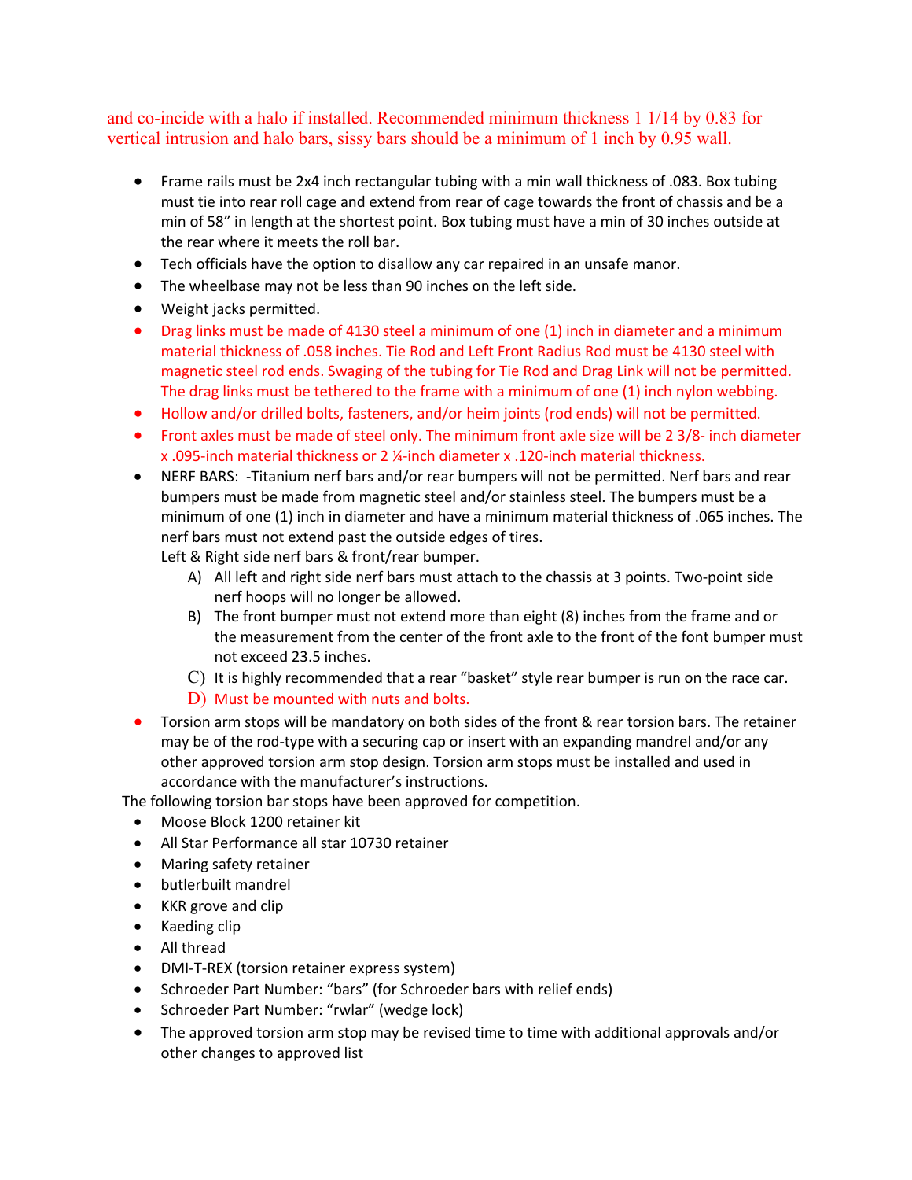and co-incide with a halo if installed. Recommended minimum thickness 1 1/14 by 0.83 for vertical intrusion and halo bars, sissy bars should be a minimum of 1 inch by 0.95 wall.

- Frame rails must be 2x4 inch rectangular tubing with a min wall thickness of .083. Box tubing must tie into rear roll cage and extend from rear of cage towards the front of chassis and be a min of 58" in length at the shortest point. Box tubing must have a min of 30 inches outside at the rear where it meets the roll bar.
- Tech officials have the option to disallow any car repaired in an unsafe manor.
- The wheelbase may not be less than 90 inches on the left side.
- Weight jacks permitted.
- Drag links must be made of 4130 steel a minimum of one (1) inch in diameter and a minimum material thickness of .058 inches. Tie Rod and Left Front Radius Rod must be 4130 steel with magnetic steel rod ends. Swaging of the tubing for Tie Rod and Drag Link will not be permitted. The drag links must be tethered to the frame with a minimum of one (1) inch nylon webbing.
- Hollow and/or drilled bolts, fasteners, and/or heim joints (rod ends) will not be permitted.
- Front axles must be made of steel only. The minimum front axle size will be 2 3/8- inch diameter x .095-inch material thickness or 2 ¼-inch diameter x .120-inch material thickness.
- NERF BARS: -Titanium nerf bars and/or rear bumpers will not be permitted. Nerf bars and rear bumpers must be made from magnetic steel and/or stainless steel. The bumpers must be a minimum of one (1) inch in diameter and have a minimum material thickness of .065 inches. The nerf bars must not extend past the outside edges of tires.
  Left & Right side nerf bars & front/rear bumper.
  - A) All left and right side nerf bars must attach to the chassis at 3 points. Two-point side nerf hoops will no longer be allowed.
  - B) The front bumper must not extend more than eight (8) inches from the frame and or the measurement from the center of the front axle to the front of the font bumper must not exceed 23.5 inches.
  - C) It is highly recommended that a rear "basket" style rear bumper is run on the race car.
  - D) Must be mounted with nuts and bolts.
- Torsion arm stops will be mandatory on both sides of the front & rear torsion bars. The retainer may be of the rod-type with a securing cap or insert with an expanding mandrel and/or any other approved torsion arm stop design. Torsion arm stops must be installed and used in accordance with the manufacturer's instructions.

The following torsion bar stops have been approved for competition.

- Moose Block 1200 retainer kit
- All Star Performance all star 10730 retainer
- Maring safety retainer
- butlerbuilt mandrel
- KKR grove and clip
- Kaeding clip
- All thread
- DMI-T-REX (torsion retainer express system)
- Schroeder Part Number: "bars" (for Schroeder bars with relief ends)
- Schroeder Part Number: "rwlar" (wedge lock)
- The approved torsion arm stop may be revised time to time with additional approvals and/or other changes to approved list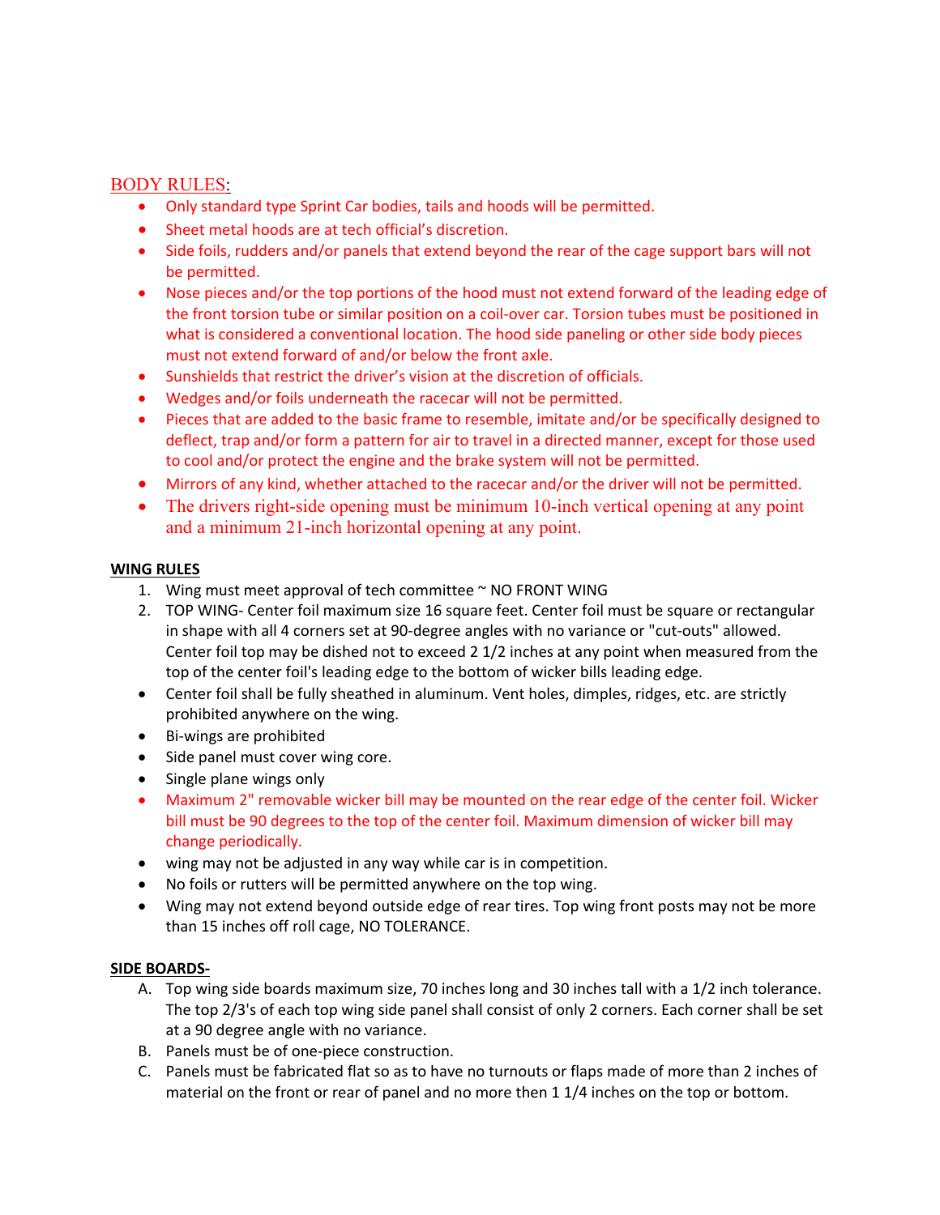## BODY RULES:

- Only standard type Sprint Car bodies, tails and hoods will be permitted.
- Sheet metal hoods are at tech official's discretion.
- Side foils, rudders and/or panels that extend beyond the rear of the cage support bars will not be permitted.
- Nose pieces and/or the top portions of the hood must not extend forward of the leading edge of the front torsion tube or similar position on a coil-over car. Torsion tubes must be positioned in what is considered a conventional location. The hood side paneling or other side body pieces must not extend forward of and/or below the front axle.
- Sunshields that restrict the driver's vision at the discretion of officials.
- Wedges and/or foils underneath the racecar will not be permitted.
- Pieces that are added to the basic frame to resemble, imitate and/or be specifically designed to deflect, trap and/or form a pattern for air to travel in a directed manner, except for those used to cool and/or protect the engine and the brake system will not be permitted.
- Mirrors of any kind, whether attached to the racecar and/or the driver will not be permitted.
- The drivers right-side opening must be minimum 10-inch vertical opening at any point and a minimum 21-inch horizontal opening at any point.

**WING RULES**

1. Wing must meet approval of tech committee ~ NO FRONT WING
2. TOP WING- Center foil maximum size 16 square feet. Center foil must be square or rectangular in shape with all 4 corners set at 90-degree angles with no variance or "cut-outs" allowed. Center foil top may be dished not to exceed 2 1/2 inches at any point when measured from the top of the center foil's leading edge to the bottom of wicker bills leading edge.

- Center foil shall be fully sheathed in aluminum. Vent holes, dimples, ridges, etc. are strictly prohibited anywhere on the wing.
- Bi-wings are prohibited
- Side panel must cover wing core.
- Single plane wings only
- Maximum 2" removable wicker bill may be mounted on the rear edge of the center foil. Wicker bill must be 90 degrees to the top of the center foil. Maximum dimension of wicker bill may change periodically.
- wing may not be adjusted in any way while car is in competition.
- No foils or rutters will be permitted anywhere on the top wing.
- Wing may not extend beyond outside edge of rear tires. Top wing front posts may not be more than 15 inches off roll cage, NO TOLERANCE.

**SIDE BOARDS-**

A. Top wing side boards maximum size, 70 inches long and 30 inches tall with a 1/2 inch tolerance. The top 2/3's of each top wing side panel shall consist of only 2 corners. Each corner shall be set at a 90 degree angle with no variance.
B. Panels must be of one-piece construction.
C. Panels must be fabricated flat so as to have no turnouts or flaps made of more than 2 inches of material on the front or rear of panel and no more then 1 1/4 inches on the top or bottom.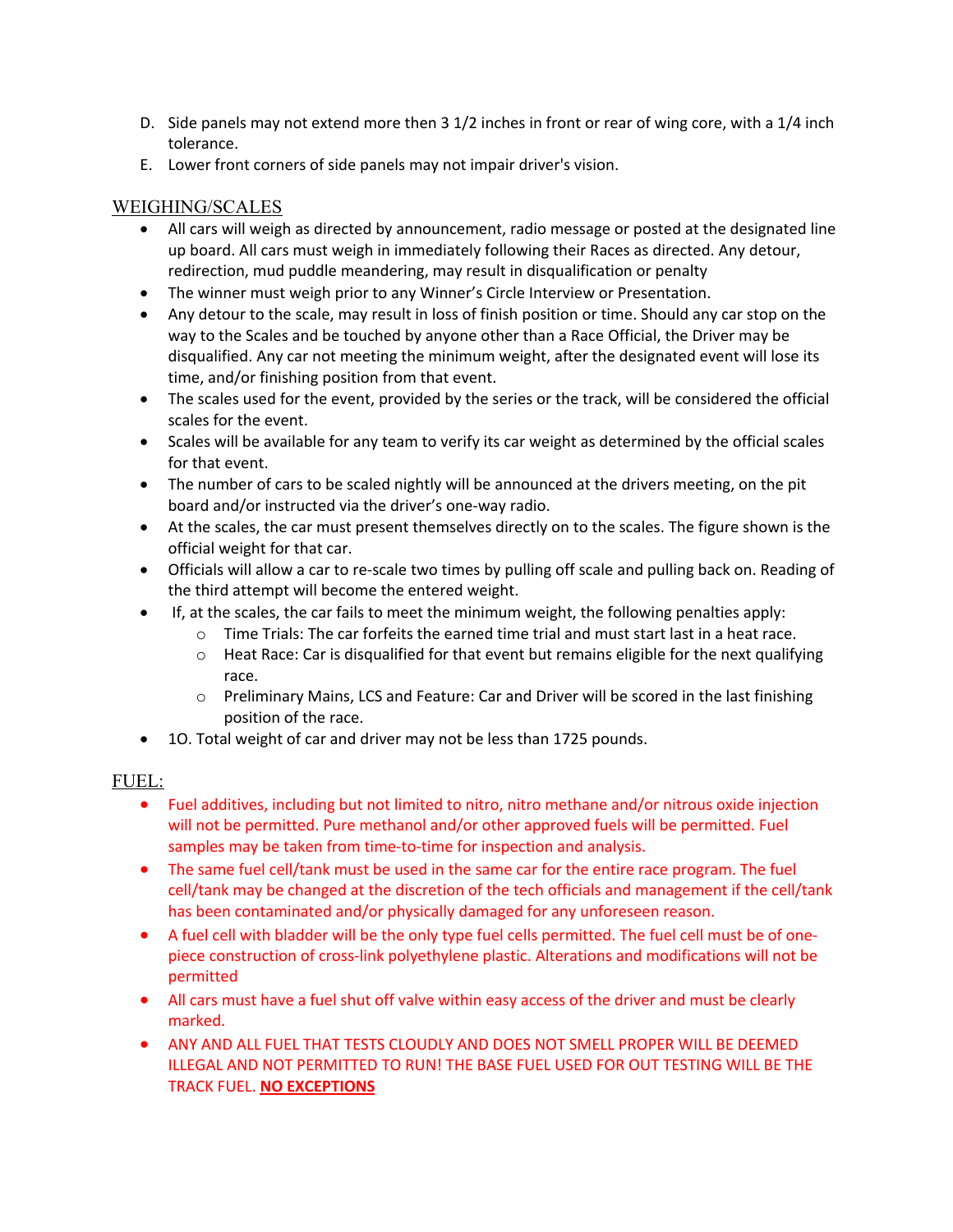D. Side panels may not extend more then 3 1/2 inches in front or rear of wing core, with a 1/4 inch tolerance.
E. Lower front corners of side panels may not impair driver's vision.

## WEIGHING/SCALES

- All cars will weigh as directed by announcement, radio message or posted at the designated line up board. All cars must weigh in immediately following their Races as directed. Any detour, redirection, mud puddle meandering, may result in disqualification or penalty
- The winner must weigh prior to any Winner's Circle Interview or Presentation.
- Any detour to the scale, may result in loss of finish position or time. Should any car stop on the way to the Scales and be touched by anyone other than a Race Official, the Driver may be disqualified. Any car not meeting the minimum weight, after the designated event will lose its time, and/or finishing position from that event.
- The scales used for the event, provided by the series or the track, will be considered the official scales for the event.
- Scales will be available for any team to verify its car weight as determined by the official scales for that event.
- The number of cars to be scaled nightly will be announced at the drivers meeting, on the pit board and/or instructed via the driver's one-way radio.
- At the scales, the car must present themselves directly on to the scales. The figure shown is the official weight for that car.
- Officials will allow a car to re-scale two times by pulling off scale and pulling back on. Reading of the third attempt will become the entered weight.
- If, at the scales, the car fails to meet the minimum weight, the following penalties apply:
    - Time Trials: The car forfeits the earned time trial and must start last in a heat race.
    - Heat Race: Car is disqualified for that event but remains eligible for the next qualifying race.
    - Preliminary Mains, LCS and Feature: Car and Driver will be scored in the last finishing position of the race.
- 1O. Total weight of car and driver may not be less than 1725 pounds.

## FUEL:

- Fuel additives, including but not limited to nitro, nitro methane and/or nitrous oxide injection will not be permitted. Pure methanol and/or other approved fuels will be permitted. Fuel samples may be taken from time-to-time for inspection and analysis.
- The same fuel cell/tank must be used in the same car for the entire race program. The fuel cell/tank may be changed at the discretion of the tech officials and management if the cell/tank has been contaminated and/or physically damaged for any unforeseen reason.
- A fuel cell with bladder will be the only type fuel cells permitted. The fuel cell must be of one-piece construction of cross-link polyethylene plastic. Alterations and modifications will not be permitted
- All cars must have a fuel shut off valve within easy access of the driver and must be clearly marked.
- ANY AND ALL FUEL THAT TESTS CLOUDLY AND DOES NOT SMELL PROPER WILL BE DEEMED ILLEGAL AND NOT PERMITTED TO RUN! THE BASE FUEL USED FOR OUT TESTING WILL BE THE TRACK FUEL. **NO EXCEPTIONS**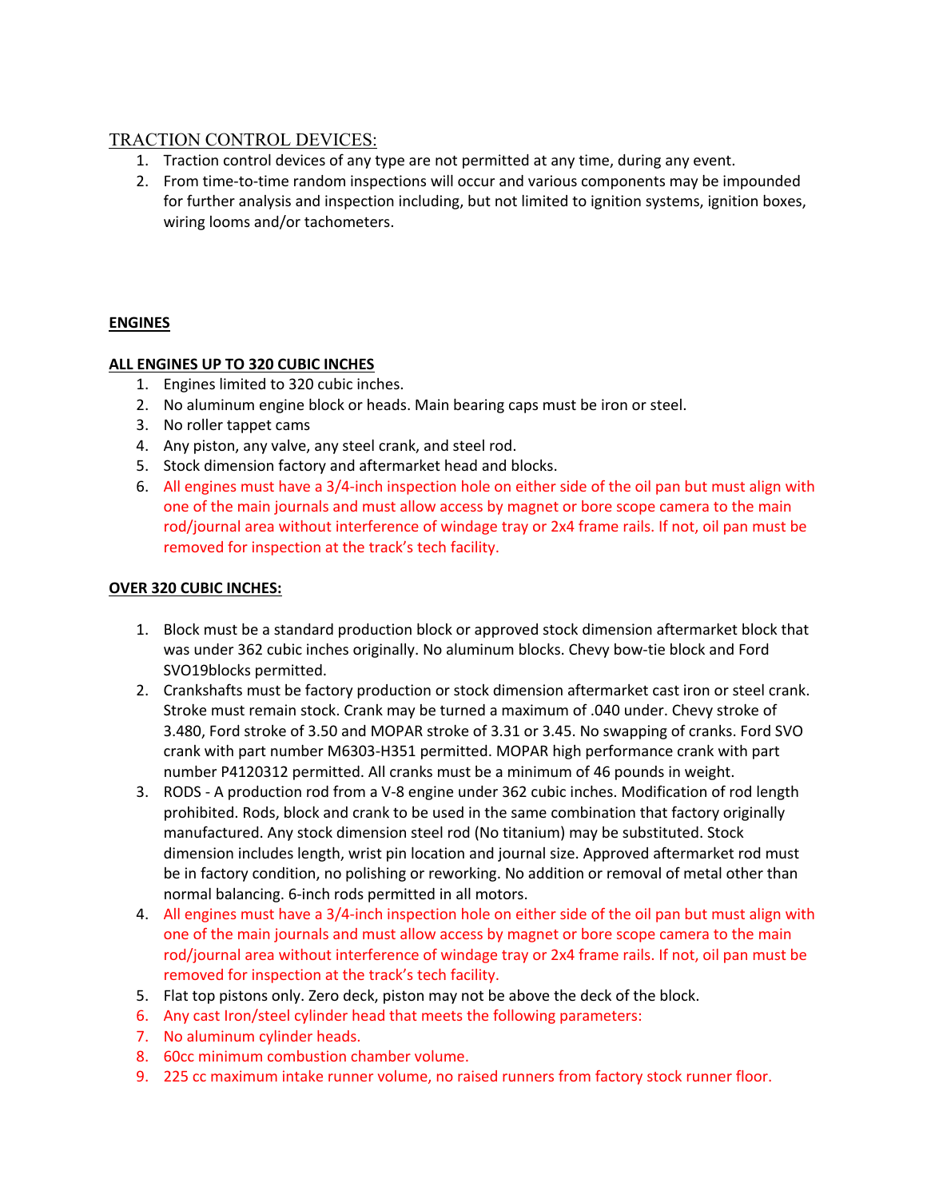## TRACTION CONTROL DEVICES:

1. Traction control devices of any type are not permitted at any time, during any event.
2. From time-to-time random inspections will occur and various components may be impounded for further analysis and inspection including, but not limited to ignition systems, ignition boxes, wiring looms and/or tachometers.

## ENGINES

### ALL ENGINES UP TO 320 CUBIC INCHES

1. Engines limited to 320 cubic inches.
2. No aluminum engine block or heads. Main bearing caps must be iron or steel.
3. No roller tappet cams
4. Any piston, any valve, any steel crank, and steel rod.
5. Stock dimension factory and aftermarket head and blocks.
6. All engines must have a 3/4-inch inspection hole on either side of the oil pan but must align with one of the main journals and must allow access by magnet or bore scope camera to the main rod/journal area without interference of windage tray or 2x4 frame rails. If not, oil pan must be removed for inspection at the track's tech facility.

### OVER 320 CUBIC INCHES:

1. Block must be a standard production block or approved stock dimension aftermarket block that was under 362 cubic inches originally. No aluminum blocks. Chevy bow-tie block and Ford SVO19blocks permitted.
2. Crankshafts must be factory production or stock dimension aftermarket cast iron or steel crank. Stroke must remain stock. Crank may be turned a maximum of .040 under. Chevy stroke of 3.480, Ford stroke of 3.50 and MOPAR stroke of 3.31 or 3.45. No swapping of cranks. Ford SVO crank with part number M6303-H351 permitted. MOPAR high performance crank with part number P4120312 permitted. All cranks must be a minimum of 46 pounds in weight.
3. RODS - A production rod from a V-8 engine under 362 cubic inches. Modification of rod length prohibited. Rods, block and crank to be used in the same combination that factory originally manufactured. Any stock dimension steel rod (No titanium) may be substituted. Stock dimension includes length, wrist pin location and journal size. Approved aftermarket rod must be in factory condition, no polishing or reworking. No addition or removal of metal other than normal balancing. 6-inch rods permitted in all motors.
4. All engines must have a 3/4-inch inspection hole on either side of the oil pan but must align with one of the main journals and must allow access by magnet or bore scope camera to the main rod/journal area without interference of windage tray or 2x4 frame rails. If not, oil pan must be removed for inspection at the track's tech facility.
5. Flat top pistons only. Zero deck, piston may not be above the deck of the block.
6. Any cast Iron/steel cylinder head that meets the following parameters:
7. No aluminum cylinder heads.
8. 60cc minimum combustion chamber volume.
9. 225 cc maximum intake runner volume, no raised runners from factory stock runner floor.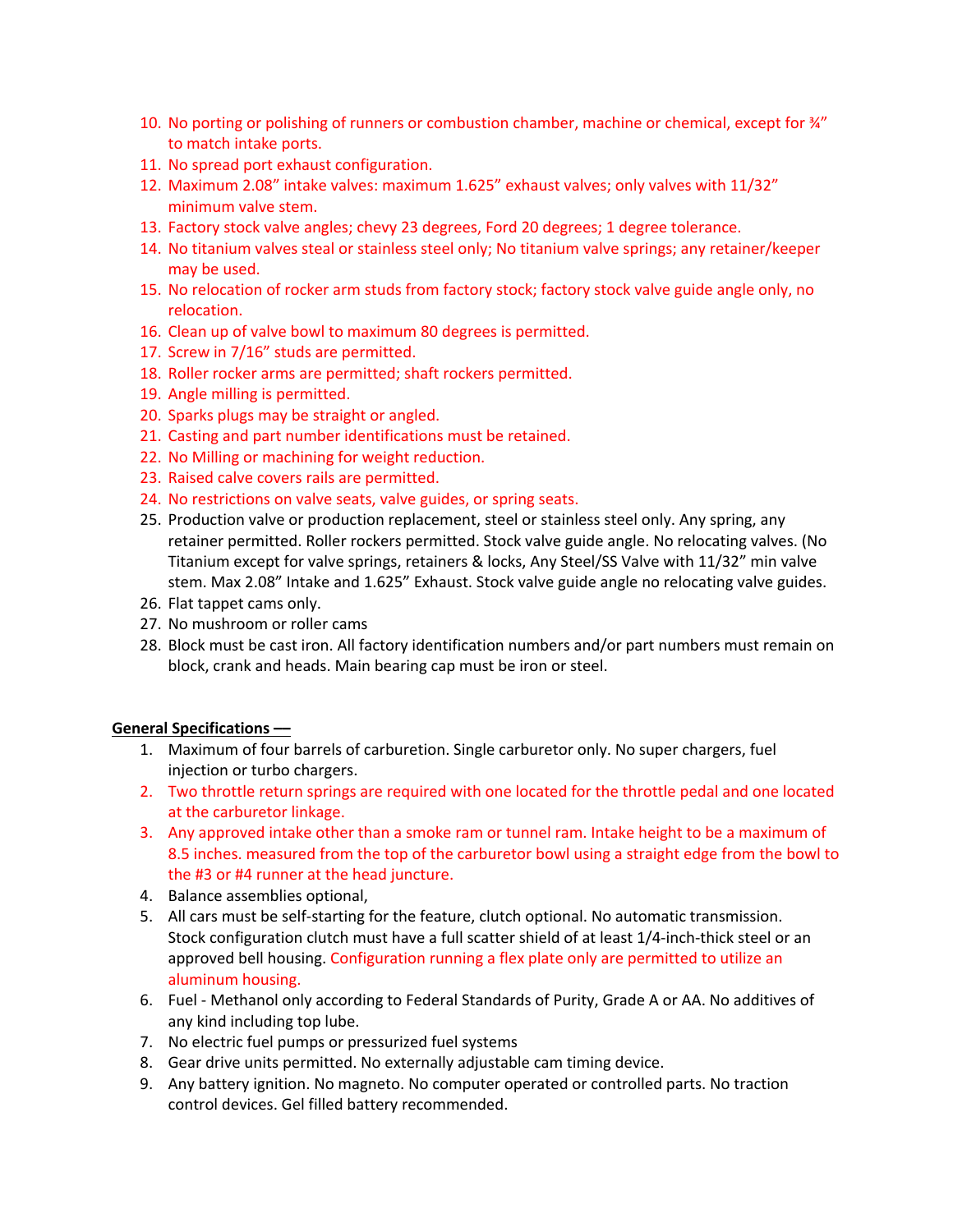10. No porting or polishing of runners or combustion chamber, machine or chemical, except for ¾” to match intake ports.
11. No spread port exhaust configuration.
12. Maximum 2.08” intake valves: maximum 1.625” exhaust valves; only valves with 11/32” minimum valve stem.
13. Factory stock valve angles; chevy 23 degrees, Ford 20 degrees; 1 degree tolerance.
14. No titanium valves steal or stainless steel only; No titanium valve springs; any retainer/keeper may be used.
15. No relocation of rocker arm studs from factory stock; factory stock valve guide angle only, no relocation.
16. Clean up of valve bowl to maximum 80 degrees is permitted.
17. Screw in 7/16” studs are permitted.
18. Roller rocker arms are permitted; shaft rockers permitted.
19. Angle milling is permitted.
20. Sparks plugs may be straight or angled.
21. Casting and part number identifications must be retained.
22. No Milling or machining for weight reduction.
23. Raised calve covers rails are permitted.
24. No restrictions on valve seats, valve guides, or spring seats.
25. Production valve or production replacement, steel or stainless steel only. Any spring, any retainer permitted. Roller rockers permitted. Stock valve guide angle. No relocating valves. (No Titanium except for valve springs, retainers & locks, Any Steel/SS Valve with 11/32” min valve stem. Max 2.08” Intake and 1.625” Exhaust. Stock valve guide angle no relocating valve guides.
26. Flat tappet cams only.
27. No mushroom or roller cams
28. Block must be cast iron. All factory identification numbers and/or part numbers must remain on block, crank and heads. Main bearing cap must be iron or steel.

**General Specifications ––**

1. Maximum of four barrels of carburetion. Single carburetor only. No super chargers, fuel injection or turbo chargers.
2. Two throttle return springs are required with one located for the throttle pedal and one located at the carburetor linkage.
3. Any approved intake other than a smoke ram or tunnel ram. Intake height to be a maximum of 8.5 inches. measured from the top of the carburetor bowl using a straight edge from the bowl to the #3 or #4 runner at the head juncture.
4. Balance assemblies optional,
5. All cars must be self-starting for the feature, clutch optional. No automatic transmission. Stock configuration clutch must have a full scatter shield of at least 1/4-inch-thick steel or an approved bell housing. Configuration running a flex plate only are permitted to utilize an aluminum housing.
6. Fuel - Methanol only according to Federal Standards of Purity, Grade A or AA. No additives of any kind including top lube.
7. No electric fuel pumps or pressurized fuel systems
8. Gear drive units permitted. No externally adjustable cam timing device.
9. Any battery ignition. No magneto. No computer operated or controlled parts. No traction control devices. Gel filled battery recommended.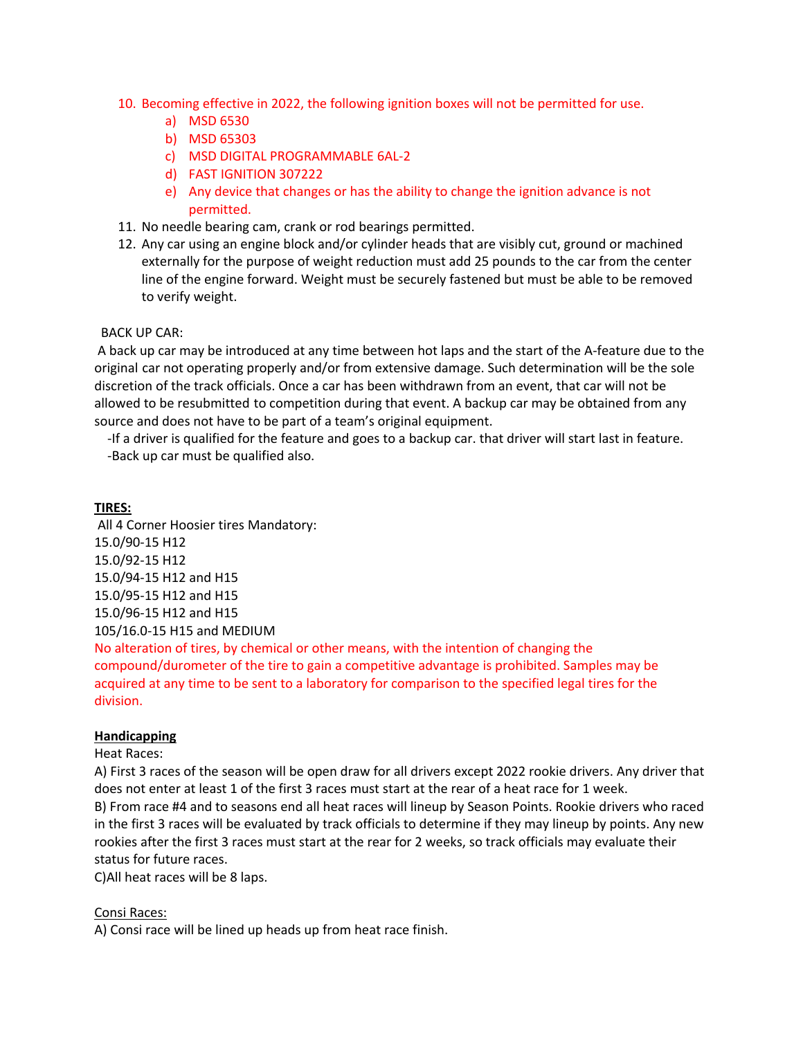10. Becoming effective in 2022, the following ignition boxes will not be permitted for use.
    a) MSD 6530
    b) MSD 65303
    c) MSD DIGITAL PROGRAMMABLE 6AL-2
    d) FAST IGNITION 307222
    e) Any device that changes or has the ability to change the ignition advance is not permitted.
11. No needle bearing cam, crank or rod bearings permitted.
12. Any car using an engine block and/or cylinder heads that are visibly cut, ground or machined externally for the purpose of weight reduction must add 25 pounds to the car from the center line of the engine forward. Weight must be securely fastened but must be able to be removed to verify weight.

BACK UP CAR:

A back up car may be introduced at any time between hot laps and the start of the A-feature due to the original car not operating properly and/or from extensive damage. Such determination will be the sole discretion of the track officials. Once a car has been withdrawn from an event, that car will not be allowed to be resubmitted to competition during that event. A backup car may be obtained from any source and does not have to be part of a team's original equipment.

-If a driver is qualified for the feature and goes to a backup car. that driver will start last in feature.
-Back up car must be qualified also.

**TIRES:**

All 4 Corner Hoosier tires Mandatory:
15.0/90-15 H12
15.0/92-15 H12
15.0/94-15 H12 and H15
15.0/95-15 H12 and H15
15.0/96-15 H12 and H15
105/16.0-15 H15 and MEDIUM
No alteration of tires, by chemical or other means, with the intention of changing the compound/durometer of the tire to gain a competitive advantage is prohibited. Samples may be acquired at any time to be sent to a laboratory for comparison to the specified legal tires for the division.

**Handicapping**

Heat Races:

A) First 3 races of the season will be open draw for all drivers except 2022 rookie drivers. Any driver that does not enter at least 1 of the first 3 races must start at the rear of a heat race for 1 week.

B) From race #4 and to seasons end all heat races will lineup by Season Points. Rookie drivers who raced in the first 3 races will be evaluated by track officials to determine if they may lineup by points. Any new rookies after the first 3 races must start at the rear for 2 weeks, so track officials may evaluate their status for future races.

C)All heat races will be 8 laps.

Consi Races:

A) Consi race will be lined up heads up from heat race finish.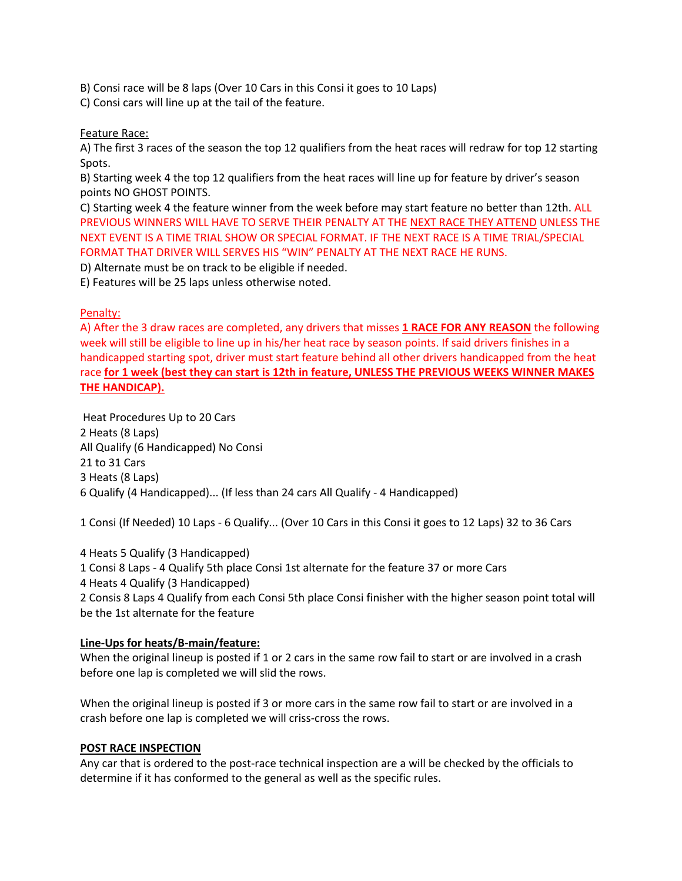B) Consi race will be 8 laps (Over 10 Cars in this Consi it goes to 10 Laps)
C) Consi cars will line up at the tail of the feature.

Feature Race:
A) The first 3 races of the season the top 12 qualifiers from the heat races will redraw for top 12 starting Spots.
B) Starting week 4 the top 12 qualifiers from the heat races will line up for feature by driver's season points NO GHOST POINTS.
C) Starting week 4 the feature winner from the week before may start feature no better than 12th. ALL PREVIOUS WINNERS WILL HAVE TO SERVE THEIR PENALTY AT THE NEXT RACE THEY ATTEND UNLESS THE NEXT EVENT IS A TIME TRIAL SHOW OR SPECIAL FORMAT. IF THE NEXT RACE IS A TIME TRIAL/SPECIAL FORMAT THAT DRIVER WILL SERVES HIS "WIN" PENALTY AT THE NEXT RACE HE RUNS.
D) Alternate must be on track to be eligible if needed.
E) Features will be 25 laps unless otherwise noted.

Penalty:
A) After the 3 draw races are completed, any drivers that misses **1 RACE FOR ANY REASON** the following week will still be eligible to line up in his/her heat race by season points. If said drivers finishes in a handicapped starting spot, driver must start feature behind all other drivers handicapped from the heat race **for 1 week (best they can start is 12th in feature, UNLESS THE PREVIOUS WEEKS WINNER MAKES THE HANDICAP).**

Heat Procedures Up to 20 Cars
2 Heats (8 Laps)
All Qualify (6 Handicapped) No Consi
21 to 31 Cars
3 Heats (8 Laps)
6 Qualify (4 Handicapped)... (If less than 24 cars All Qualify - 4 Handicapped)

1 Consi (If Needed) 10 Laps - 6 Qualify... (Over 10 Cars in this Consi it goes to 12 Laps) 32 to 36 Cars

4 Heats 5 Qualify (3 Handicapped)
1 Consi 8 Laps - 4 Qualify 5th place Consi 1st alternate for the feature 37 or more Cars
4 Heats 4 Qualify (3 Handicapped)
2 Consis 8 Laps 4 Qualify from each Consi 5th place Consi finisher with the higher season point total will be the 1st alternate for the feature

**Line-Ups for heats/B-main/feature:**
When the original lineup is posted if 1 or 2 cars in the same row fail to start or are involved in a crash before one lap is completed we will slid the rows.

When the original lineup is posted if 3 or more cars in the same row fail to start or are involved in a crash before one lap is completed we will criss-cross the rows.

**POST RACE INSPECTION**
Any car that is ordered to the post-race technical inspection are a will be checked by the officials to determine if it has conformed to the general as well as the specific rules.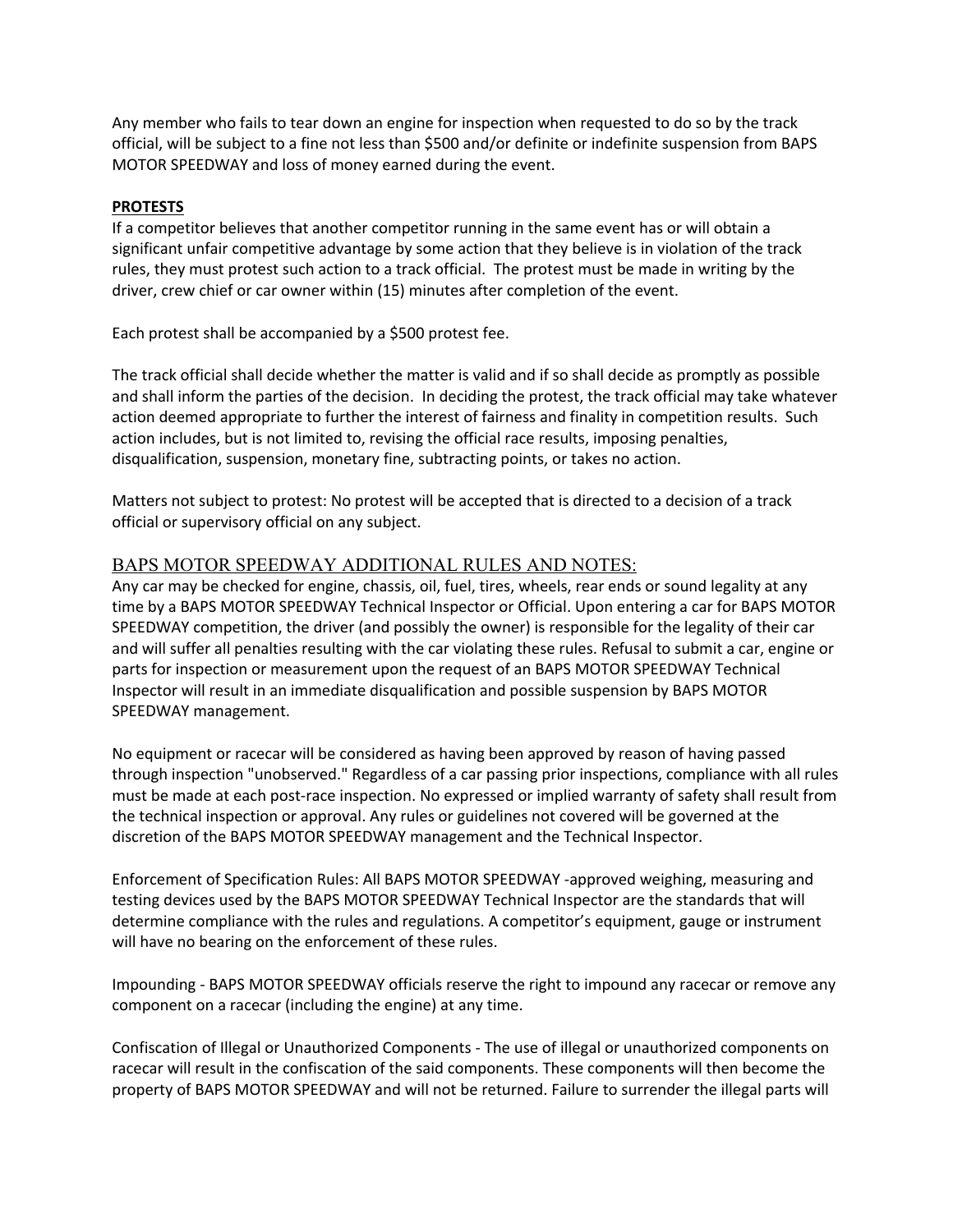Any member who fails to tear down an engine for inspection when requested to do so by the track official, will be subject to a fine not less than $500 and/or definite or indefinite suspension from BAPS MOTOR SPEEDWAY and loss of money earned during the event.

**PROTESTS**

If a competitor believes that another competitor running in the same event has or will obtain a significant unfair competitive advantage by some action that they believe is in violation of the track rules, they must protest such action to a track official. The protest must be made in writing by the driver, crew chief or car owner within (15) minutes after completion of the event.

Each protest shall be accompanied by a $500 protest fee.

The track official shall decide whether the matter is valid and if so shall decide as promptly as possible and shall inform the parties of the decision. In deciding the protest, the track official may take whatever action deemed appropriate to further the interest of fairness and finality in competition results. Such action includes, but is not limited to, revising the official race results, imposing penalties, disqualification, suspension, monetary fine, subtracting points, or takes no action.

Matters not subject to protest: No protest will be accepted that is directed to a decision of a track official or supervisory official on any subject.

## BAPS MOTOR SPEEDWAY ADDITIONAL RULES AND NOTES:

Any car may be checked for engine, chassis, oil, fuel, tires, wheels, rear ends or sound legality at any time by a BAPS MOTOR SPEEDWAY Technical Inspector or Official. Upon entering a car for BAPS MOTOR SPEEDWAY competition, the driver (and possibly the owner) is responsible for the legality of their car and will suffer all penalties resulting with the car violating these rules. Refusal to submit a car, engine or parts for inspection or measurement upon the request of an BAPS MOTOR SPEEDWAY Technical Inspector will result in an immediate disqualification and possible suspension by BAPS MOTOR SPEEDWAY management.

No equipment or racecar will be considered as having been approved by reason of having passed through inspection "unobserved." Regardless of a car passing prior inspections, compliance with all rules must be made at each post-race inspection. No expressed or implied warranty of safety shall result from the technical inspection or approval. Any rules or guidelines not covered will be governed at the discretion of the BAPS MOTOR SPEEDWAY management and the Technical Inspector.

Enforcement of Specification Rules: All BAPS MOTOR SPEEDWAY -approved weighing, measuring and testing devices used by the BAPS MOTOR SPEEDWAY Technical Inspector are the standards that will determine compliance with the rules and regulations. A competitor's equipment, gauge or instrument will have no bearing on the enforcement of these rules.

Impounding - BAPS MOTOR SPEEDWAY officials reserve the right to impound any racecar or remove any component on a racecar (including the engine) at any time.

Confiscation of Illegal or Unauthorized Components - The use of illegal or unauthorized components on racecar will result in the confiscation of the said components. These components will then become the property of BAPS MOTOR SPEEDWAY and will not be returned. Failure to surrender the illegal parts will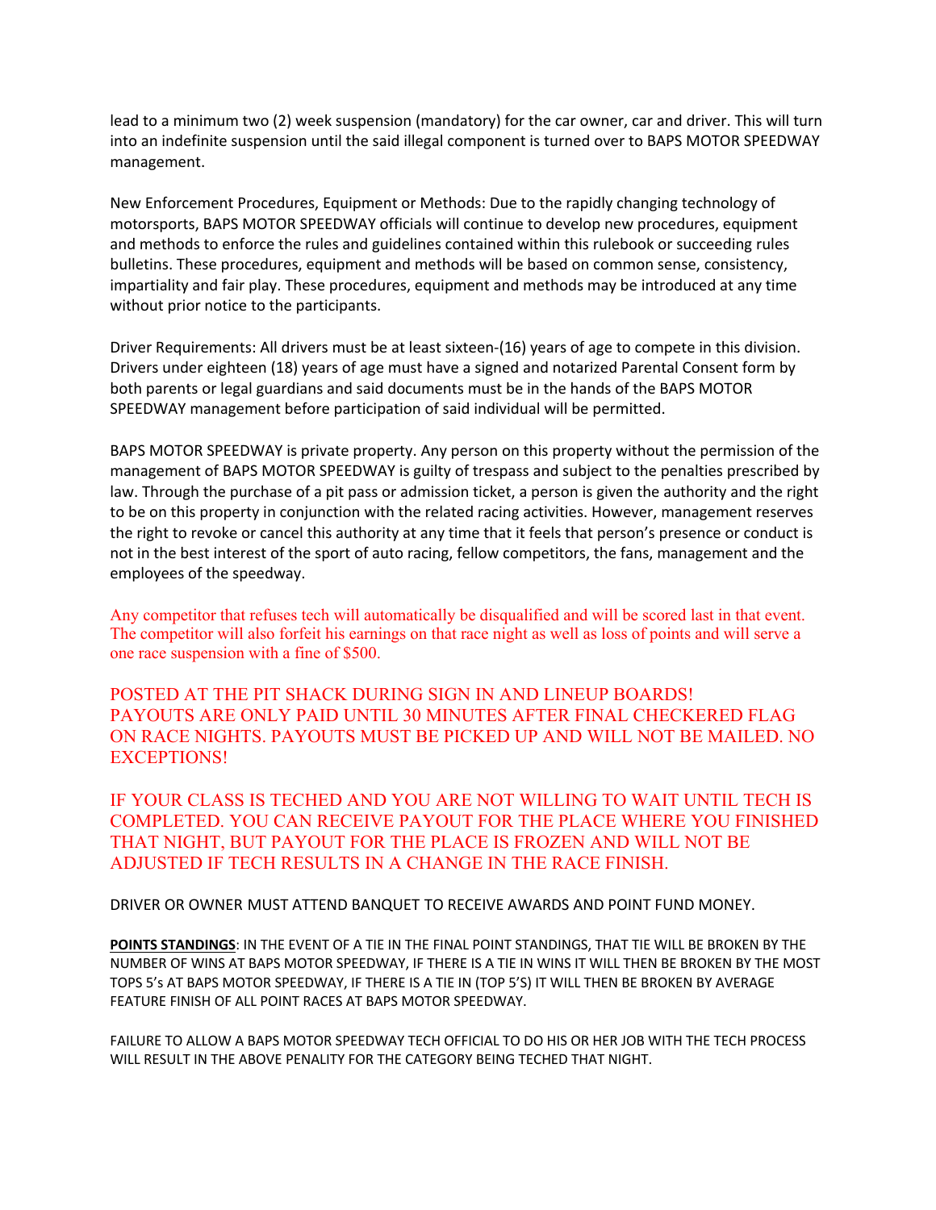lead to a minimum two (2) week suspension (mandatory) for the car owner, car and driver. This will turn into an indefinite suspension until the said illegal component is turned over to BAPS MOTOR SPEEDWAY management.

New Enforcement Procedures, Equipment or Methods: Due to the rapidly changing technology of motorsports, BAPS MOTOR SPEEDWAY officials will continue to develop new procedures, equipment and methods to enforce the rules and guidelines contained within this rulebook or succeeding rules bulletins. These procedures, equipment and methods will be based on common sense, consistency, impartiality and fair play. These procedures, equipment and methods may be introduced at any time without prior notice to the participants.

Driver Requirements: All drivers must be at least sixteen-(16) years of age to compete in this division. Drivers under eighteen (18) years of age must have a signed and notarized Parental Consent form by both parents or legal guardians and said documents must be in the hands of the BAPS MOTOR SPEEDWAY management before participation of said individual will be permitted.

BAPS MOTOR SPEEDWAY is private property. Any person on this property without the permission of the management of BAPS MOTOR SPEEDWAY is guilty of trespass and subject to the penalties prescribed by law. Through the purchase of a pit pass or admission ticket, a person is given the authority and the right to be on this property in conjunction with the related racing activities. However, management reserves the right to revoke or cancel this authority at any time that it feels that person's presence or conduct is not in the best interest of the sport of auto racing, fellow competitors, the fans, management and the employees of the speedway.

Any competitor that refuses tech will automatically be disqualified and will be scored last in that event. The competitor will also forfeit his earnings on that race night as well as loss of points and will serve a one race suspension with a fine of $500.

POSTED AT THE PIT SHACK DURING SIGN IN AND LINEUP BOARDS!
PAYOUTS ARE ONLY PAID UNTIL 30 MINUTES AFTER FINAL CHECKERED FLAG ON RACE NIGHTS. PAYOUTS MUST BE PICKED UP AND WILL NOT BE MAILED. NO EXCEPTIONS!

IF YOUR CLASS IS TECHED AND YOU ARE NOT WILLING TO WAIT UNTIL TECH IS COMPLETED. YOU CAN RECEIVE PAYOUT FOR THE PLACE WHERE YOU FINISHED THAT NIGHT, BUT PAYOUT FOR THE PLACE IS FROZEN AND WILL NOT BE ADJUSTED IF TECH RESULTS IN A CHANGE IN THE RACE FINISH.

DRIVER OR OWNER MUST ATTEND BANQUET TO RECEIVE AWARDS AND POINT FUND MONEY.

**POINTS STANDINGS**: IN THE EVENT OF A TIE IN THE FINAL POINT STANDINGS, THAT TIE WILL BE BROKEN BY THE NUMBER OF WINS AT BAPS MOTOR SPEEDWAY, IF THERE IS A TIE IN WINS IT WILL THEN BE BROKEN BY THE MOST TOPS 5's AT BAPS MOTOR SPEEDWAY, IF THERE IS A TIE IN (TOP 5'S) IT WILL THEN BE BROKEN BY AVERAGE FEATURE FINISH OF ALL POINT RACES AT BAPS MOTOR SPEEDWAY.

FAILURE TO ALLOW A BAPS MOTOR SPEEDWAY TECH OFFICIAL TO DO HIS OR HER JOB WITH THE TECH PROCESS WILL RESULT IN THE ABOVE PENALITY FOR THE CATEGORY BEING TECHED THAT NIGHT.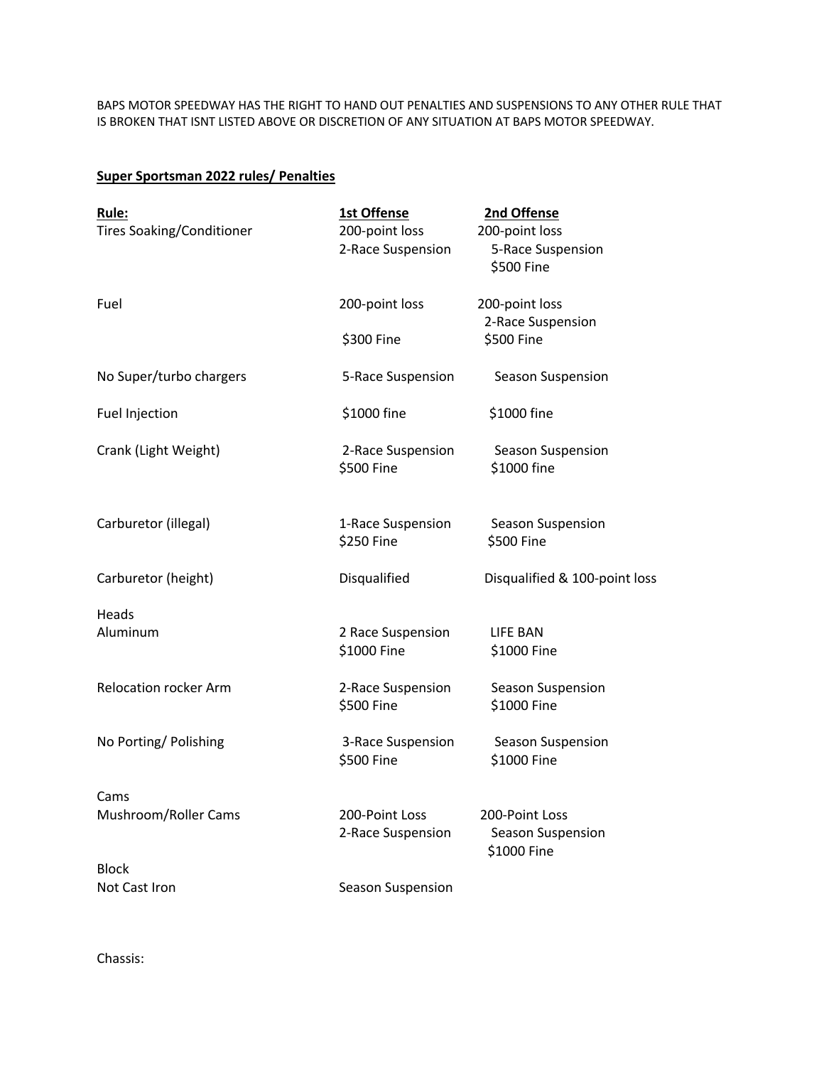BAPS MOTOR SPEEDWAY HAS THE RIGHT TO HAND OUT PENALTIES AND SUSPENSIONS TO ANY OTHER RULE THAT IS BROKEN THAT ISNT LISTED ABOVE OR DISCRETION OF ANY SITUATION AT BAPS MOTOR SPEEDWAY.

**Super Sportsman 2022 rules/ Penalties**

| **Rule:** | **1st Offense** | **2nd Offense** |
|---|---|---|
| Tires Soaking/Conditioner | 200-point loss<br>2-Race Suspension | 200-point loss<br>5-Race Suspension<br>$500 Fine |
| Fuel | 200-point loss<br>$300 Fine | 200-point loss<br>2-Race Suspension<br>$500 Fine |
| No Super/turbo chargers | 5-Race Suspension | Season Suspension |
| Fuel Injection | $1000 fine | $1000 fine |
| Crank (Light Weight) | 2-Race Suspension<br>$500 Fine | Season Suspension<br>$1000 fine |
| Carburetor (illegal) | 1-Race Suspension<br>$250 Fine | Season Suspension<br>$500 Fine |
| Carburetor (height) | Disqualified | Disqualified & 100-point loss |
| Heads | | |
| Aluminum | 2 Race Suspension<br>$1000 Fine | LIFE BAN<br>$1000 Fine |
| Relocation rocker Arm | 2-Race Suspension<br>$500 Fine | Season Suspension<br>$1000 Fine |
| No Porting/ Polishing | 3-Race Suspension<br>$500 Fine | Season Suspension<br>$1000 Fine |
| Cams | | |
| Mushroom/Roller Cams | 200-Point Loss<br>2-Race Suspension | 200-Point Loss<br>Season Suspension<br>$1000 Fine |
| Block | | |
| Not Cast Iron | Season Suspension | |

Chassis: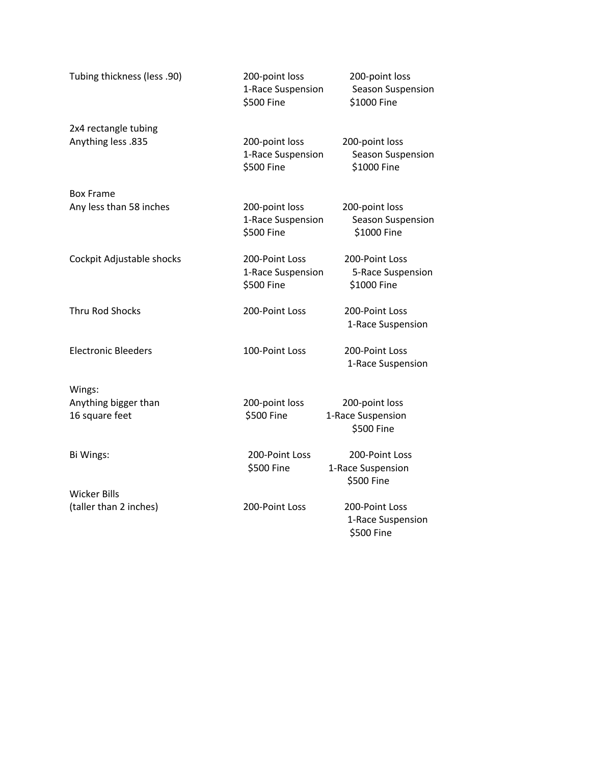| | | |
|---|---|---|
| Tubing thickness (less .90) | 200-point loss<br>1-Race Suspension<br>$500 Fine | 200-point loss<br>Season Suspension<br>$1000 Fine |
| 2x4 rectangle tubing<br>Anything less .835 | 200-point loss<br>1-Race Suspension<br>$500 Fine | 200-point loss<br>Season Suspension<br>$1000 Fine |
| Box Frame<br>Any less than 58 inches | 200-point loss<br>1-Race Suspension<br>$500 Fine | 200-point loss<br>Season Suspension<br>$1000 Fine |
| Cockpit Adjustable shocks | 200-Point Loss<br>1-Race Suspension<br>$500 Fine | 200-Point Loss<br>5-Race Suspension<br>$1000 Fine |
| Thru Rod Shocks | 200-Point Loss | 200-Point Loss<br>1-Race Suspension |
| Electronic Bleeders | 100-Point Loss | 200-Point Loss<br>1-Race Suspension |
| Wings:<br>Anything bigger than<br>16 square feet | 200-point loss<br>$500 Fine | 200-point loss<br>1-Race Suspension<br>$500 Fine |
| Bi Wings: | 200-Point Loss<br>$500 Fine | 200-Point Loss<br>1-Race Suspension<br>$500 Fine |
| Wicker Bills<br>(taller than 2 inches) | 200-Point Loss | 200-Point Loss<br>1-Race Suspension<br>$500 Fine |